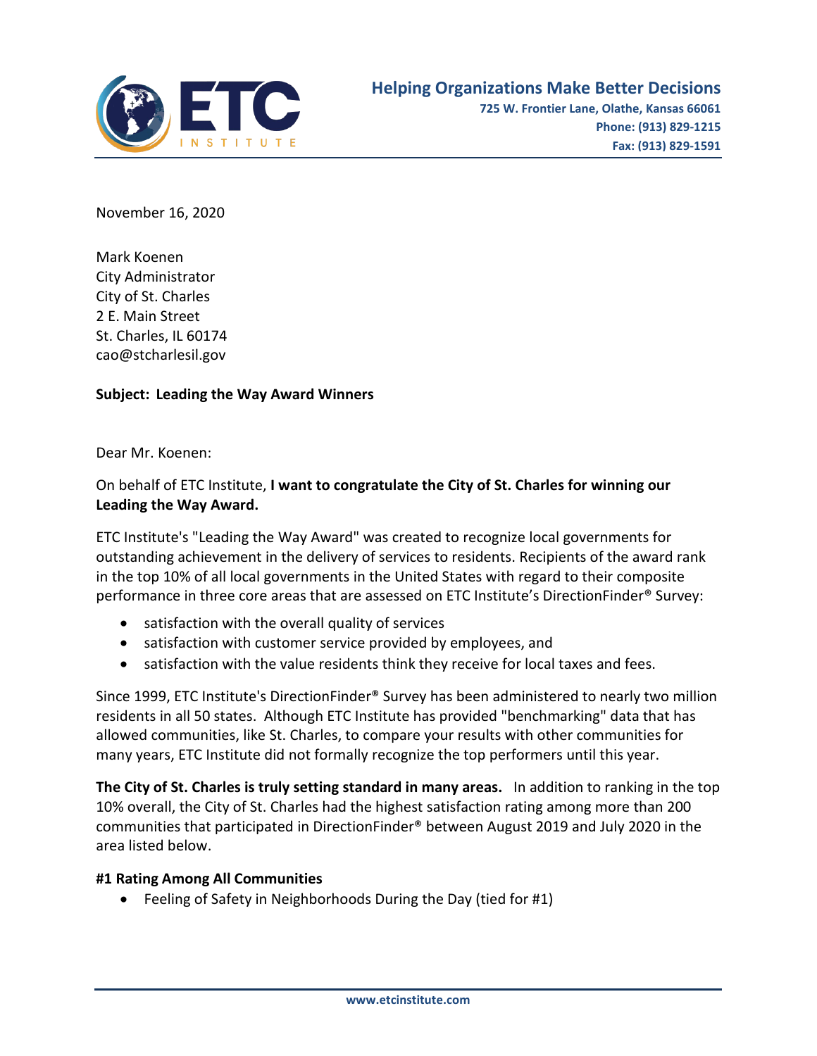**Helping Organizations Make Better Decisions**
**725 W. Frontier Lane, Olathe, Kansas 66061**
**Phone: (913) 829-1215**
**Fax: (913) 829-1591**

November 16, 2020

Mark Koenen
City Administrator
City of St. Charles
2 E. Main Street
St. Charles, IL 60174
cao@stcharlesil.gov

**Subject: Leading the Way Award Winners**

Dear Mr. Koenen:

On behalf of ETC Institute, **I want to congratulate the City of St. Charles for winning our Leading the Way Award.**

ETC Institute's "Leading the Way Award" was created to recognize local governments for outstanding achievement in the delivery of services to residents. Recipients of the award rank in the top 10% of all local governments in the United States with regard to their composite performance in three core areas that are assessed on ETC Institute's DirectionFinder® Survey:

- satisfaction with the overall quality of services
- satisfaction with customer service provided by employees, and
- satisfaction with the value residents think they receive for local taxes and fees.

Since 1999, ETC Institute's DirectionFinder® Survey has been administered to nearly two million residents in all 50 states. Although ETC Institute has provided "benchmarking" data that has allowed communities, like St. Charles, to compare your results with other communities for many years, ETC Institute did not formally recognize the top performers until this year.

**The City of St. Charles is truly setting standard in many areas.** In addition to ranking in the top 10% overall, the City of St. Charles had the highest satisfaction rating among more than 200 communities that participated in DirectionFinder® between August 2019 and July 2020 in the area listed below.

**#1 Rating Among All Communities**

- Feeling of Safety in Neighborhoods During the Day (tied for #1)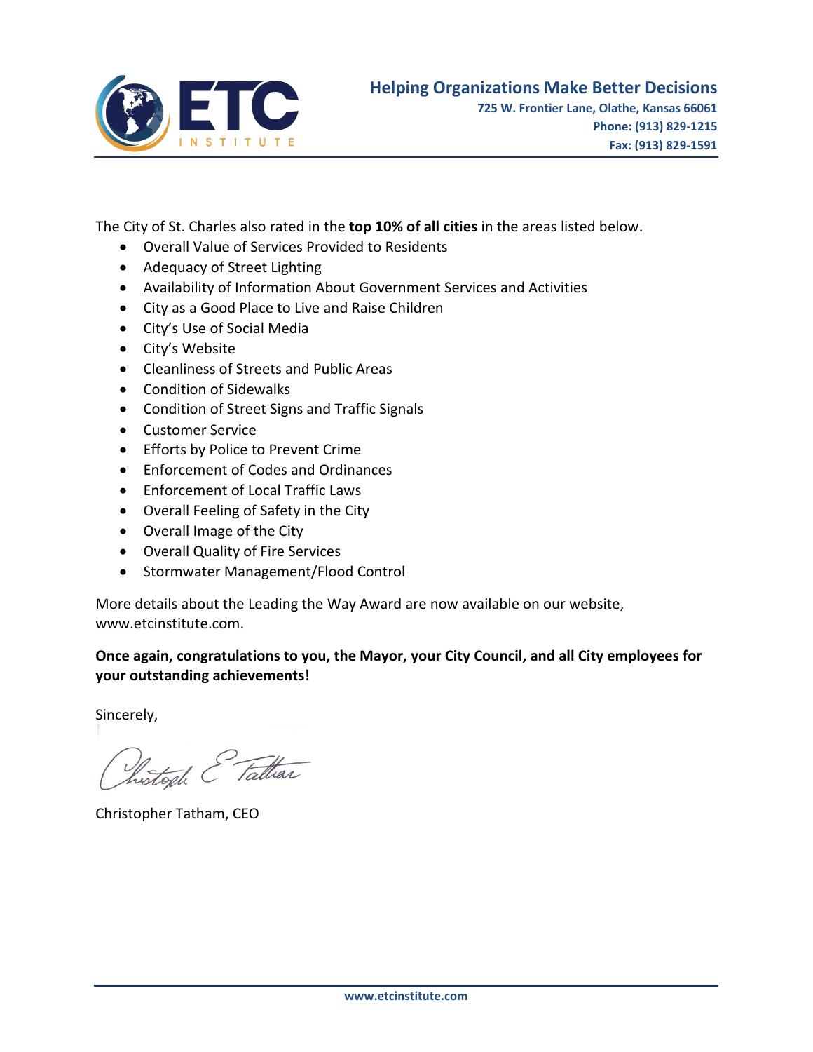The City of St. Charles also rated in the **top 10% of all cities** in the areas listed below.

- Overall Value of Services Provided to Residents
- Adequacy of Street Lighting
- Availability of Information About Government Services and Activities
- City as a Good Place to Live and Raise Children
- City's Use of Social Media
- City's Website
- Cleanliness of Streets and Public Areas
- Condition of Sidewalks
- Condition of Street Signs and Traffic Signals
- Customer Service
- Efforts by Police to Prevent Crime
- Enforcement of Codes and Ordinances
- Enforcement of Local Traffic Laws
- Overall Feeling of Safety in the City
- Overall Image of the City
- Overall Quality of Fire Services
- Stormwater Management/Flood Control

More details about the Leading the Way Award are now available on our website, www.etcinstitute.com.

**Once again, congratulations to you, the Mayor, your City Council, and all City employees for your outstanding achievements!**

Sincerely,

Christopher Tatham, CEO